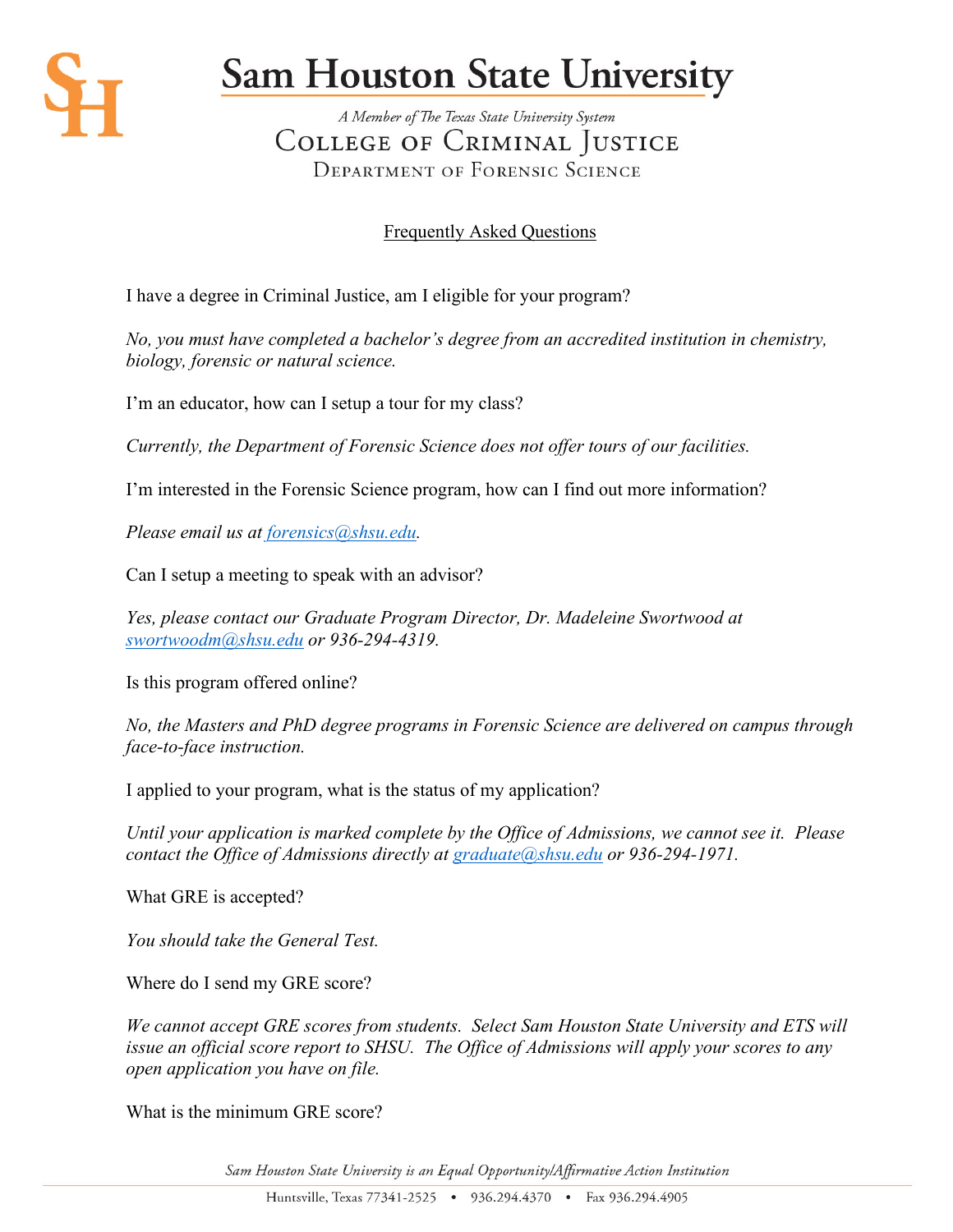# Sam Houston State University

*A Member of The Texas State University System*

## College of Criminal Justice

### Department of Forensic Science

## Frequently Asked Questions

I have a degree in Criminal Justice, am I eligible for your program?

*No, you must have completed a bachelor's degree from an accredited institution in chemistry, biology, forensic or natural science.*

I'm an educator, how can I setup a tour for my class?

*Currently, the Department of Forensic Science does not offer tours of our facilities.*

I'm interested in the Forensic Science program, how can I find out more information?

*Please email us at forensics@shsu.edu.*

Can I setup a meeting to speak with an advisor?

*Yes, please contact our Graduate Program Director, Dr. Madeleine Swortwood at swortwoodm@shsu.edu or 936-294-4319.*

Is this program offered online?

*No, the Masters and PhD degree programs in Forensic Science are delivered on campus through face-to-face instruction.*

I applied to your program, what is the status of my application?

*Until your application is marked complete by the Office of Admissions, we cannot see it. Please contact the Office of Admissions directly at graduate@shsu.edu or 936-294-1971.*

What GRE is accepted?

*You should take the General Test.*

Where do I send my GRE score?

*We cannot accept GRE scores from students. Select Sam Houston State University and ETS will issue an official score report to SHSU. The Office of Admissions will apply your scores to any open application you have on file.*

What is the minimum GRE score?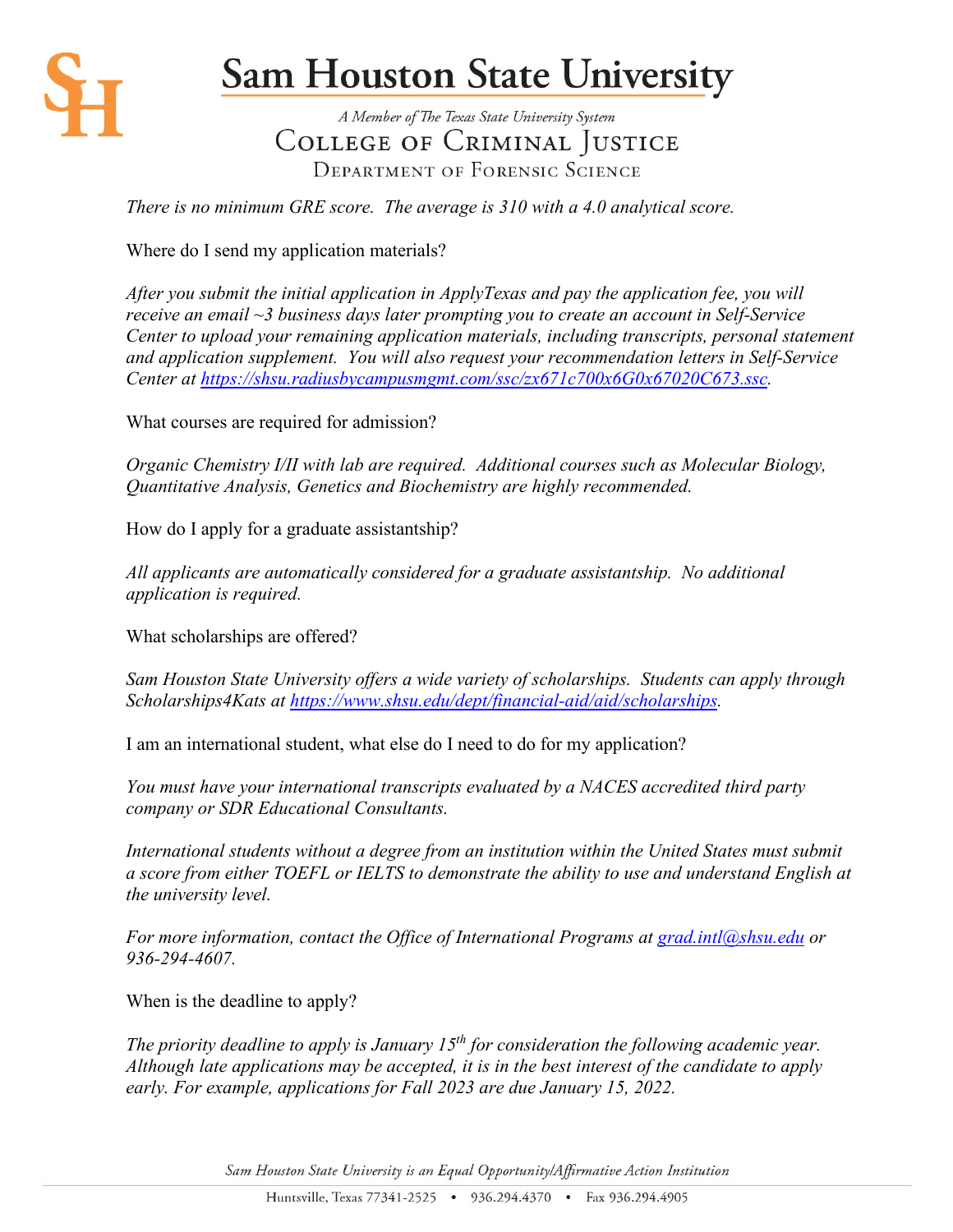# Sam Houston State University

*A Member of The Texas State University System*

College of Criminal Justice

Department of Forensic Science

*There is no minimum GRE score. The average is 310 with a 4.0 analytical score.*

Where do I send my application materials?

*After you submit the initial application in ApplyTexas and pay the application fee, you will receive an email ~3 business days later prompting you to create an account in Self-Service Center to upload your remaining application materials, including transcripts, personal statement and application supplement. You will also request your recommendation letters in Self-Service Center at https://shsu.radiusbycampusmgmt.com/ssc/zx671c700x6G0x67020C673.ssc.*

What courses are required for admission?

*Organic Chemistry I/II with lab are required. Additional courses such as Molecular Biology, Quantitative Analysis, Genetics and Biochemistry are highly recommended.*

How do I apply for a graduate assistantship?

*All applicants are automatically considered for a graduate assistantship. No additional application is required.*

What scholarships are offered?

*Sam Houston State University offers a wide variety of scholarships. Students can apply through Scholarships4Kats at https://www.shsu.edu/dept/financial-aid/aid/scholarships.*

I am an international student, what else do I need to do for my application?

*You must have your international transcripts evaluated by a NACES accredited third party company or SDR Educational Consultants.*

*International students without a degree from an institution within the United States must submit a score from either TOEFL or IELTS to demonstrate the ability to use and understand English at the university level.*

*For more information, contact the Office of International Programs at grad.intl@shsu.edu or 936-294-4607.*

When is the deadline to apply?

*The priority deadline to apply is January 15th for consideration the following academic year. Although late applications may be accepted, it is in the best interest of the candidate to apply early. For example, applications for Fall 2023 are due January 15, 2022.*

*Sam Houston State University is an Equal Opportunity/Affirmative Action Institution*

Huntsville, Texas 77341-2525 • 936.294.4370 • Fax 936.294.4905